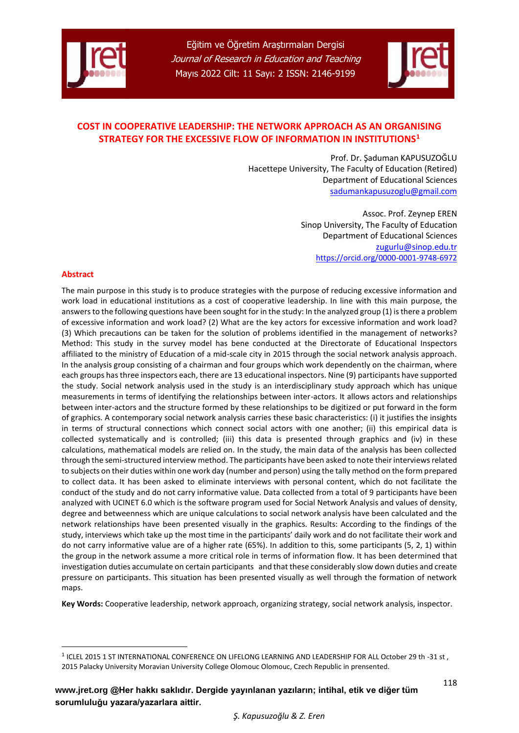# COST IN COOPERATIVE LEADERSHIP: THE NETWORK APPROACH AS AN ORGANISING STRATEGY FOR THE EXCESSIVE FLOW OF INFORMATION IN INSTITUTIONS[1]

Prof. Dr. Şaduman KAPUSUZOĞLU
Hacettepe University, The Faculty of Education (Retired)
Department of Educational Sciences
sadumankapusuzoglu@gmail.com

Assoc. Prof. Zeynep EREN
Sinop University, The Faculty of Education
Department of Educational Sciences
zugurlu@sinop.edu.tr
https://orcid.org/0000-0001-9748-6972

## Abstract

The main purpose in this study is to produce strategies with the purpose of reducing excessive information and work load in educational institutions as a cost of cooperative leadership. In line with this main purpose, the answers to the following questions have been sought for in the study: In the analyzed group (1) is there a problem of excessive information and work load? (2) What are the key actors for excessive information and work load? (3) Which precautions can be taken for the solution of problems identified in the management of networks? Method: This study in the survey model has bene conducted at the Directorate of Educational Inspectors affiliated to the ministry of Education of a mid-scale city in 2015 through the social network analysis approach. In the analysis group consisting of a chairman and four groups which work dependently on the chairman, where each groups has three inspectors each, there are 13 educational inspectors. Nine (9) participants have supported the study. Social network analysis used in the study is an interdisciplinary study approach which has unique measurements in terms of identifying the relationships between inter-actors. It allows actors and relationships between inter-actors and the structure formed by these relationships to be digitized or put forward in the form of graphics. A contemporary social network analysis carries these basic characteristics: (i) it justifies the insights in terms of structural connections which connect social actors with one another; (ii) this empirical data is collected systematically and is controlled; (iii) this data is presented through graphics and (iv) in these calculations, mathematical models are relied on. In the study, the main data of the analysis has been collected through the semi-structured interview method. The participants have been asked to note their interviews related to subjects on their duties within one work day (number and person) using the tally method on the form prepared to collect data. It has been asked to eliminate interviews with personal content, which do not facilitate the conduct of the study and do not carry informative value. Data collected from a total of 9 participants have been analyzed with UCINET 6.0 which is the software program used for Social Network Analysis and values of density, degree and betweenness which are unique calculations to social network analysis have been calculated and the network relationships have been presented visually in the graphics. Results: According to the findings of the study, interviews which take up the most time in the participants' daily work and do not facilitate their work and do not carry informative value are of a higher rate (65%). In addition to this, some participants (5, 2, 1) within the group in the network assume a more critical role in terms of information flow. It has been determined that investigation duties accumulate on certain participants and that these considerably slow down duties and create pressure on participants. This situation has been presented visually as well through the formation of network maps.

**Key Words:** Cooperative leadership, network approach, organizing strategy, social network analysis, inspector.

---

[1] ICLEL 2015 1 ST INTERNATIONAL CONFERENCE ON LIFELONG LEARNING AND LEADERSHIP FOR ALL October 29 th -31 st , 2015 Palacky University Moravian University College Olomouc Olomouc, Czech Republic in prensented.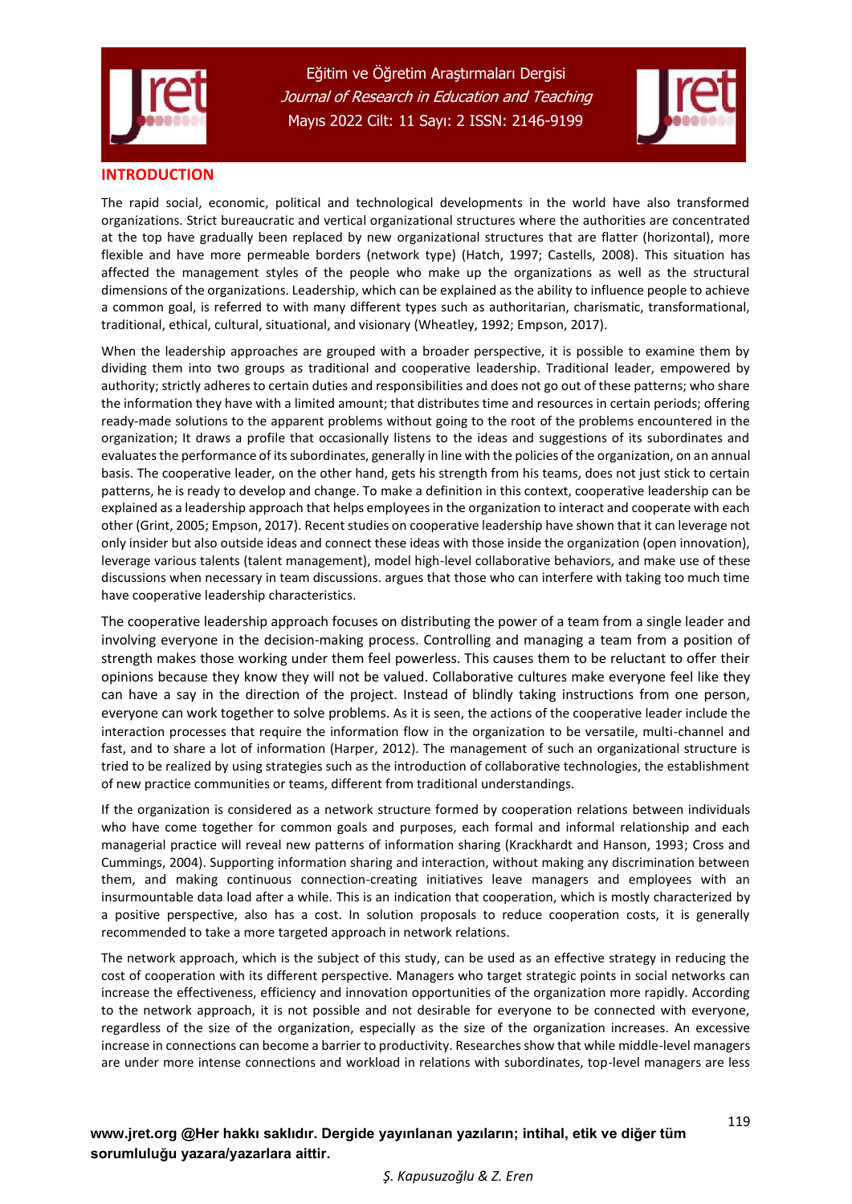## INTRODUCTION

The rapid social, economic, political and technological developments in the world have also transformed organizations. Strict bureaucratic and vertical organizational structures where the authorities are concentrated at the top have gradually been replaced by new organizational structures that are flatter (horizontal), more flexible and have more permeable borders (network type) (Hatch, 1997; Castells, 2008). This situation has affected the management styles of the people who make up the organizations as well as the structural dimensions of the organizations. Leadership, which can be explained as the ability to influence people to achieve a common goal, is referred to with many different types such as authoritarian, charismatic, transformational, traditional, ethical, cultural, situational, and visionary (Wheatley, 1992; Empson, 2017).

When the leadership approaches are grouped with a broader perspective, it is possible to examine them by dividing them into two groups as traditional and cooperative leadership. Traditional leader, empowered by authority; strictly adheres to certain duties and responsibilities and does not go out of these patterns; who share the information they have with a limited amount; that distributes time and resources in certain periods; offering ready-made solutions to the apparent problems without going to the root of the problems encountered in the organization; It draws a profile that occasionally listens to the ideas and suggestions of its subordinates and evaluates the performance of its subordinates, generally in line with the policies of the organization, on an annual basis. The cooperative leader, on the other hand, gets his strength from his teams, does not just stick to certain patterns, he is ready to develop and change. To make a definition in this context, cooperative leadership can be explained as a leadership approach that helps employees in the organization to interact and cooperate with each other (Grint, 2005; Empson, 2017). Recent studies on cooperative leadership have shown that it can leverage not only insider but also outside ideas and connect these ideas with those inside the organization (open innovation), leverage various talents (talent management), model high-level collaborative behaviors, and make use of these discussions when necessary in team discussions. argues that those who can interfere with taking too much time have cooperative leadership characteristics.

The cooperative leadership approach focuses on distributing the power of a team from a single leader and involving everyone in the decision-making process. Controlling and managing a team from a position of strength makes those working under them feel powerless. This causes them to be reluctant to offer their opinions because they know they will not be valued. Collaborative cultures make everyone feel like they can have a say in the direction of the project. Instead of blindly taking instructions from one person, everyone can work together to solve problems. As it is seen, the actions of the cooperative leader include the interaction processes that require the information flow in the organization to be versatile, multi-channel and fast, and to share a lot of information (Harper, 2012). The management of such an organizational structure is tried to be realized by using strategies such as the introduction of collaborative technologies, the establishment of new practice communities or teams, different from traditional understandings.

If the organization is considered as a network structure formed by cooperation relations between individuals who have come together for common goals and purposes, each formal and informal relationship and each managerial practice will reveal new patterns of information sharing (Krackhardt and Hanson, 1993; Cross and Cummings, 2004). Supporting information sharing and interaction, without making any discrimination between them, and making continuous connection-creating initiatives leave managers and employees with an insurmountable data load after a while. This is an indication that cooperation, which is mostly characterized by a positive perspective, also has a cost. In solution proposals to reduce cooperation costs, it is generally recommended to take a more targeted approach in network relations.

The network approach, which is the subject of this study, can be used as an effective strategy in reducing the cost of cooperation with its different perspective. Managers who target strategic points in social networks can increase the effectiveness, efficiency and innovation opportunities of the organization more rapidly. According to the network approach, it is not possible and not desirable for everyone to be connected with everyone, regardless of the size of the organization, especially as the size of the organization increases. An excessive increase in connections can become a barrier to productivity. Researches show that while middle-level managers are under more intense connections and workload in relations with subordinates, top-level managers are less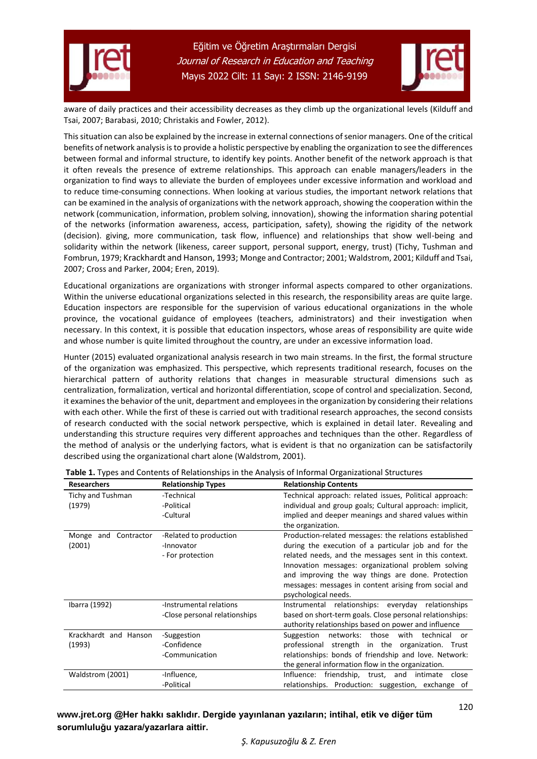aware of daily practices and their accessibility decreases as they climb up the organizational levels (Kilduff and Tsai, 2007; Barabasi, 2010; Christakis and Fowler, 2012).

This situation can also be explained by the increase in external connections of senior managers. One of the critical benefits of network analysis is to provide a holistic perspective by enabling the organization to see the differences between formal and informal structure, to identify key points. Another benefit of the network approach is that it often reveals the presence of extreme relationships. This approach can enable managers/leaders in the organization to find ways to alleviate the burden of employees under excessive information and workload and to reduce time-consuming connections. When looking at various studies, the important network relations that can be examined in the analysis of organizations with the network approach, showing the cooperation within the network (communication, information, problem solving, innovation), showing the information sharing potential of the networks (information awareness, access, participation, safety), showing the rigidity of the network (decision). giving, more communication, task flow, influence) and relationships that show well-being and solidarity within the network (likeness, career support, personal support, energy, trust) (Tichy, Tushman and Fombrun, 1979; Krackhardt and Hanson, 1993; Monge and Contractor; 2001; Waldstrom, 2001; Kilduff and Tsai, 2007; Cross and Parker, 2004; Eren, 2019).

Educational organizations are organizations with stronger informal aspects compared to other organizations. Within the universe educational organizations selected in this research, the responsibility areas are quite large. Education inspectors are responsible for the supervision of various educational organizations in the whole province, the vocational guidance of employees (teachers, administrators) and their investigation when necessary. In this context, it is possible that education inspectors, whose areas of responsibility are quite wide and whose number is quite limited throughout the country, are under an excessive information load.

Hunter (2015) evaluated organizational analysis research in two main streams. In the first, the formal structure of the organization was emphasized. This perspective, which represents traditional research, focuses on the hierarchical pattern of authority relations that changes in measurable structural dimensions such as centralization, formalization, vertical and horizontal differentiation, scope of control and specialization. Second, it examines the behavior of the unit, department and employees in the organization by considering their relations with each other. While the first of these is carried out with traditional research approaches, the second consists of research conducted with the social network perspective, which is explained in detail later. Revealing and understanding this structure requires very different approaches and techniques than the other. Regardless of the method of analysis or the underlying factors, what is evident is that no organization can be satisfactorily described using the organizational chart alone (Waldstrom, 2001).

**Table 1.** Types and Contents of Relationships in the Analysis of Informal Organizational Structures

| Researchers | Relationship Types | Relationship Contents |
|---|---|---|
| Tichy and Tushman (1979) | -Technical<br>-Political<br>-Cultural | Technical approach: related issues, Political approach: individual and group goals; Cultural approach: implicit, implied and deeper meanings and shared values within the organization. |
| Monge and Contractor (2001) | -Related to production<br>-Innovator<br>- For protection | Production-related messages: the relations established during the execution of a particular job and for the related needs, and the messages sent in this context. Innovation messages: organizational problem solving and improving the way things are done. Protection messages: messages in content arising from social and psychological needs. |
| Ibarra (1992) | -Instrumental relations<br>-Close personal relationships | Instrumental relationships: everyday relationships based on short-term goals. Close personal relationships: authority relationships based on power and influence |
| Krackhardt and Hanson (1993) | -Suggestion<br>-Confidence<br>-Communication | Suggestion networks: those with technical or professional strength in the organization. Trust relationships: bonds of friendship and love. Network: the general information flow in the organization. |
| Waldstrom (2001) | -Influence,<br>-Political | Influence: friendship, trust, and intimate close relationships. Production: suggestion, exchange of |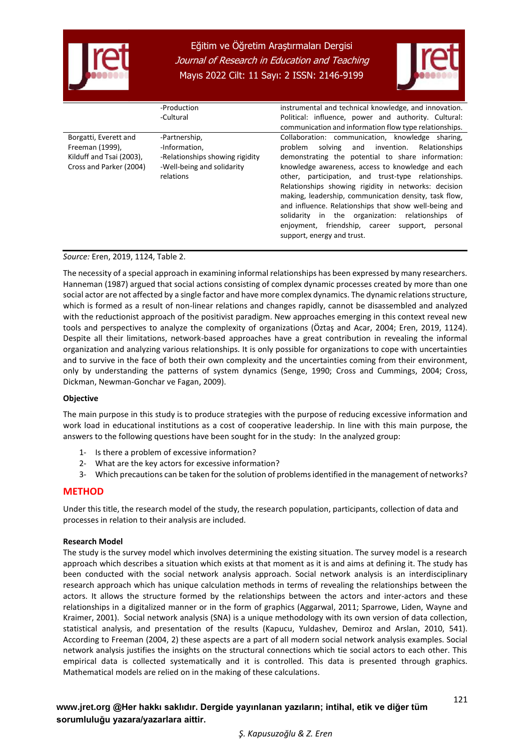| | -Production<br>-Cultural | instrumental and technical knowledge, and innovation. Political: influence, power and authority. Cultural: communication and information flow type relationships. |
|---|---|---|
| Borgatti, Everett and Freeman (1999), Kilduff and Tsai (2003), Cross and Parker (2004) | -Partnership,<br>-Information,<br>-Relationships showing rigidity<br>-Well-being and solidarity relations | Collaboration: communication, knowledge sharing, problem solving and invention. Relationships demonstrating the potential to share information: knowledge awareness, access to knowledge and each other, participation, and trust-type relationships. Relationships showing rigidity in networks: decision making, leadership, communication density, task flow, and influence. Relationships that show well-being and solidarity in the organization: relationships of enjoyment, friendship, career support, personal support, energy and trust. |

*Source:* Eren, 2019, 1124, Table 2.

The necessity of a special approach in examining informal relationships has been expressed by many researchers. Hanneman (1987) argued that social actions consisting of complex dynamic processes created by more than one social actor are not affected by a single factor and have more complex dynamics. The dynamic relations structure, which is formed as a result of non-linear relations and changes rapidly, cannot be disassembled and analyzed with the reductionist approach of the positivist paradigm. New approaches emerging in this context reveal new tools and perspectives to analyze the complexity of organizations (Öztaş and Acar, 2004; Eren, 2019, 1124). Despite all their limitations, network-based approaches have a great contribution in revealing the informal organization and analyzing various relationships. It is only possible for organizations to cope with uncertainties and to survive in the face of both their own complexity and the uncertainties coming from their environment, only by understanding the patterns of system dynamics (Senge, 1990; Cross and Cummings, 2004; Cross, Dickman, Newman-Gonchar ve Fagan, 2009).

**Objective**

The main purpose in this study is to produce strategies with the purpose of reducing excessive information and work load in educational institutions as a cost of cooperative leadership. In line with this main purpose, the answers to the following questions have been sought for in the study: In the analyzed group:

1- Is there a problem of excessive information?
2- What are the key actors for excessive information?
3- Which precautions can be taken for the solution of problems identified in the management of networks?

## METHOD

Under this title, the research model of the study, the research population, participants, collection of data and processes in relation to their analysis are included.

**Research Model**

The study is the survey model which involves determining the existing situation. The survey model is a research approach which describes a situation which exists at that moment as it is and aims at defining it. The study has been conducted with the social network analysis approach. Social network analysis is an interdisciplinary research approach which has unique calculation methods in terms of revealing the relationships between the actors. It allows the structure formed by the relationships between the actors and inter-actors and these relationships in a digitalized manner or in the form of graphics (Aggarwal, 2011; Sparrowe, Liden, Wayne and Kraimer, 2001). Social network analysis (SNA) is a unique methodology with its own version of data collection, statistical analysis, and presentation of the results (Kapucu, Yuldashev, Demiroz and Arslan, 2010, 541). According to Freeman (2004, 2) these aspects are a part of all modern social network analysis examples. Social network analysis justifies the insights on the structural connections which tie social actors to each other. This empirical data is collected systematically and it is controlled. This data is presented through graphics. Mathematical models are relied on in the making of these calculations.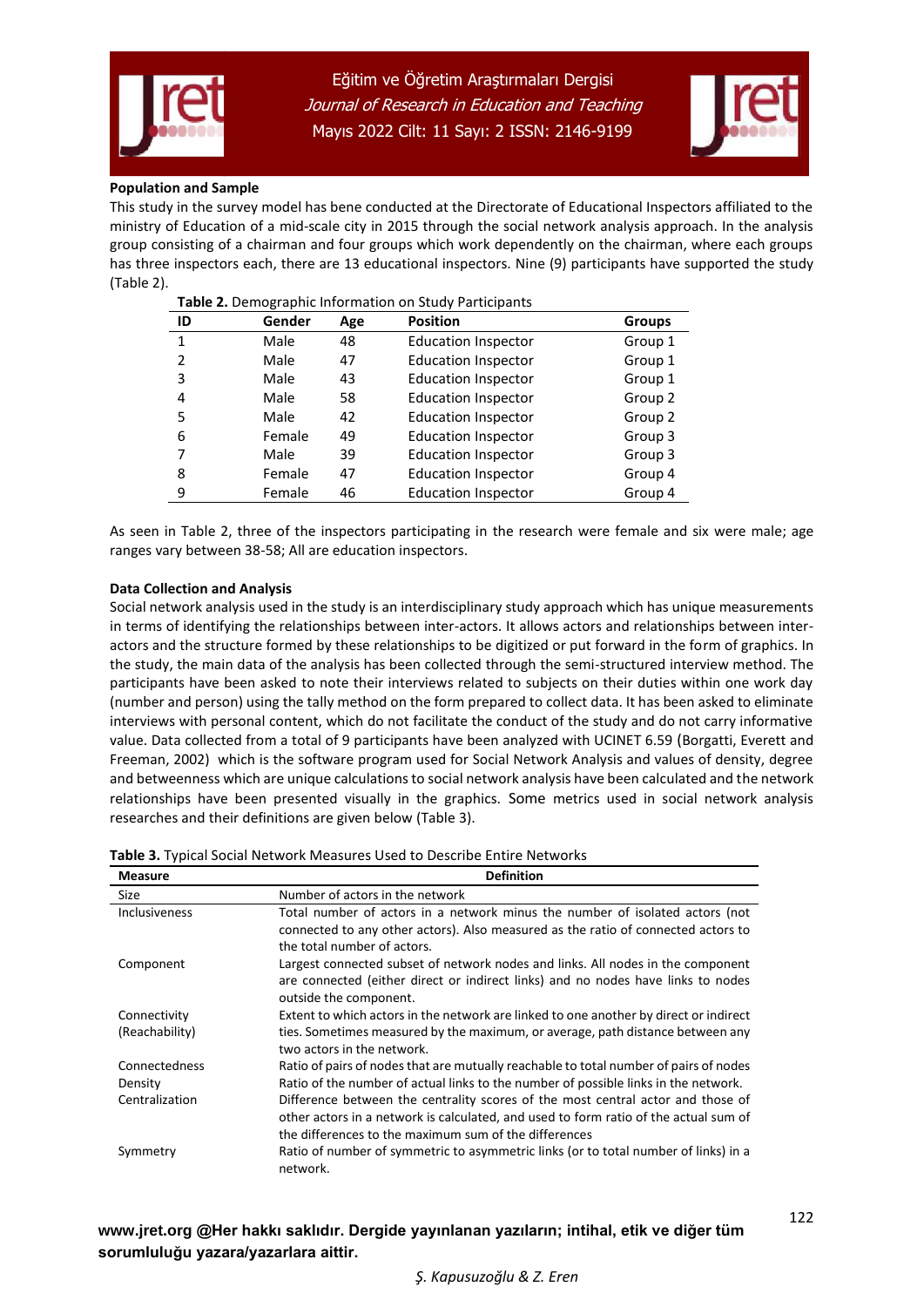**Population and Sample**

This study in the survey model has bene conducted at the Directorate of Educational Inspectors affiliated to the ministry of Education of a mid-scale city in 2015 through the social network analysis approach. In the analysis group consisting of a chairman and four groups which work dependently on the chairman, where each groups has three inspectors each, there are 13 educational inspectors. Nine (9) participants have supported the study (Table 2).

**Table 2.** Demographic Information on Study Participants

| ID | Gender | Age | Position | Groups |
|---|---|---|---|---|
| 1 | Male | 48 | Education Inspector | Group 1 |
| 2 | Male | 47 | Education Inspector | Group 1 |
| 3 | Male | 43 | Education Inspector | Group 1 |
| 4 | Male | 58 | Education Inspector | Group 2 |
| 5 | Male | 42 | Education Inspector | Group 2 |
| 6 | Female | 49 | Education Inspector | Group 3 |
| 7 | Male | 39 | Education Inspector | Group 3 |
| 8 | Female | 47 | Education Inspector | Group 4 |
| 9 | Female | 46 | Education Inspector | Group 4 |

As seen in Table 2, three of the inspectors participating in the research were female and six were male; age ranges vary between 38-58; All are education inspectors.

**Data Collection and Analysis**

Social network analysis used in the study is an interdisciplinary study approach which has unique measurements in terms of identifying the relationships between inter-actors. It allows actors and relationships between inter-actors and the structure formed by these relationships to be digitized or put forward in the form of graphics. In the study, the main data of the analysis has been collected through the semi-structured interview method. The participants have been asked to note their interviews related to subjects on their duties within one work day (number and person) using the tally method on the form prepared to collect data. It has been asked to eliminate interviews with personal content, which do not facilitate the conduct of the study and do not carry informative value. Data collected from a total of 9 participants have been analyzed with UCINET 6.59 (Borgatti, Everett and Freeman, 2002) which is the software program used for Social Network Analysis and values of density, degree and betweenness which are unique calculations to social network analysis have been calculated and the network relationships have been presented visually in the graphics. Some metrics used in social network analysis researches and their definitions are given below (Table 3).

**Table 3.** Typical Social Network Measures Used to Describe Entire Networks

| Measure | Definition |
|---|---|
| Size | Number of actors in the network |
| Inclusiveness | Total number of actors in a network minus the number of isolated actors (not connected to any other actors). Also measured as the ratio of connected actors to the total number of actors. |
| Component | Largest connected subset of network nodes and links. All nodes in the component are connected (either direct or indirect links) and no nodes have links to nodes outside the component. |
| Connectivity (Reachability) | Extent to which actors in the network are linked to one another by direct or indirect ties. Sometimes measured by the maximum, or average, path distance between any two actors in the network. |
| Connectedness | Ratio of pairs of nodes that are mutually reachable to total number of pairs of nodes |
| Density | Ratio of the number of actual links to the number of possible links in the network. |
| Centralization | Difference between the centrality scores of the most central actor and those of other actors in a network is calculated, and used to form ratio of the actual sum of the differences to the maximum sum of the differences |
| Symmetry | Ratio of number of symmetric to asymmetric links (or to total number of links) in a network. |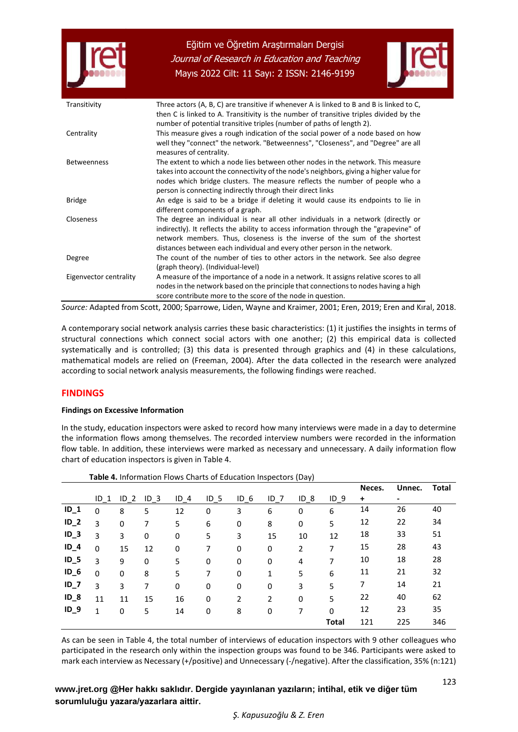| | |
|---|---|
| Transitivity | Three actors (A, B, C) are transitive if whenever A is linked to B and B is linked to C, then C is linked to A. Transitivity is the number of transitive triples divided by the number of potential transitive triples (number of paths of length 2). |
| Centrality | This measure gives a rough indication of the social power of a node based on how well they "connect" the network. "Betweenness", "Closeness", and "Degree" are all measures of centrality. |
| Betweenness | The extent to which a node lies between other nodes in the network. This measure takes into account the connectivity of the node's neighbors, giving a higher value for nodes which bridge clusters. The measure reflects the number of people who a person is connecting indirectly through their direct links |
| Bridge | An edge is said to be a bridge if deleting it would cause its endpoints to lie in different components of a graph. |
| Closeness | The degree an individual is near all other individuals in a network (directly or indirectly). It reflects the ability to access information through the "grapevine" of network members. Thus, closeness is the inverse of the sum of the shortest distances between each individual and every other person in the network. |
| Degree | The count of the number of ties to other actors in the network. See also degree (graph theory). (Individual-level) |
| Eigenvector centrality | A measure of the importance of a node in a network. It assigns relative scores to all nodes in the network based on the principle that connections to nodes having a high score contribute more to the score of the node in question. |

*Source:* Adapted from Scott, 2000; Sparrowe, Liden, Wayne and Kraimer, 2001; Eren, 2019; Eren and Kıral, 2018.

A contemporary social network analysis carries these basic characteristics: (1) it justifies the insights in terms of structural connections which connect social actors with one another; (2) this empirical data is collected systematically and is controlled; (3) this data is presented through graphics and (4) in these calculations, mathematical models are relied on (Freeman, 2004). After the data collected in the research were analyzed according to social network analysis measurements, the following findings were reached.

## FINDINGS

### Findings on Excessive Information

In the study, education inspectors were asked to record how many interviews were made in a day to determine the information flows among themselves. The recorded interview numbers were recorded in the information flow table. In addition, these interviews were marked as necessary and unnecessary. A daily information flow chart of education inspectors is given in Table 4.

**Table 4.** Information Flows Charts of Education Inspectors (Day)

| | ID_1 | ID_2 | ID_3 | ID_4 | ID_5 | ID_6 | ID_7 | ID_8 | ID_9 | Neces. + | Unnec. - | Total |
|---|---|---|---|---|---|---|---|---|---|---|---|---|
| **ID_1** | 0 | 8 | 5 | 12 | 0 | 3 | 6 | 0 | 6 | 14 | 26 | 40 |
| **ID_2** | 3 | 0 | 7 | 5 | 6 | 0 | 8 | 0 | 5 | 12 | 22 | 34 |
| **ID_3** | 3 | 3 | 0 | 0 | 5 | 3 | 15 | 10 | 12 | 18 | 33 | 51 |
| **ID_4** | 0 | 15 | 12 | 0 | 7 | 0 | 0 | 2 | 7 | 15 | 28 | 43 |
| **ID_5** | 3 | 9 | 0 | 5 | 0 | 0 | 0 | 4 | 7 | 10 | 18 | 28 |
| **ID_6** | 0 | 0 | 8 | 5 | 7 | 0 | 1 | 5 | 6 | 11 | 21 | 32 |
| **ID_7** | 3 | 3 | 7 | 0 | 0 | 0 | 0 | 3 | 5 | 7 | 14 | 21 |
| **ID_8** | 11 | 11 | 15 | 16 | 0 | 2 | 2 | 0 | 5 | 22 | 40 | 62 |
| **ID_9** | 1 | 0 | 5 | 14 | 0 | 8 | 0 | 7 | 0 | 12 | 23 | 35 |
| | | | | | | | | | **Total** | 121 | 225 | 346 |

As can be seen in Table 4, the total number of interviews of education inspectors with 9 other colleagues who participated in the research only within the inspection groups was found to be 346. Participants were asked to mark each interview as Necessary (+/positive) and Unnecessary (-/negative). After the classification, 35% (n:121)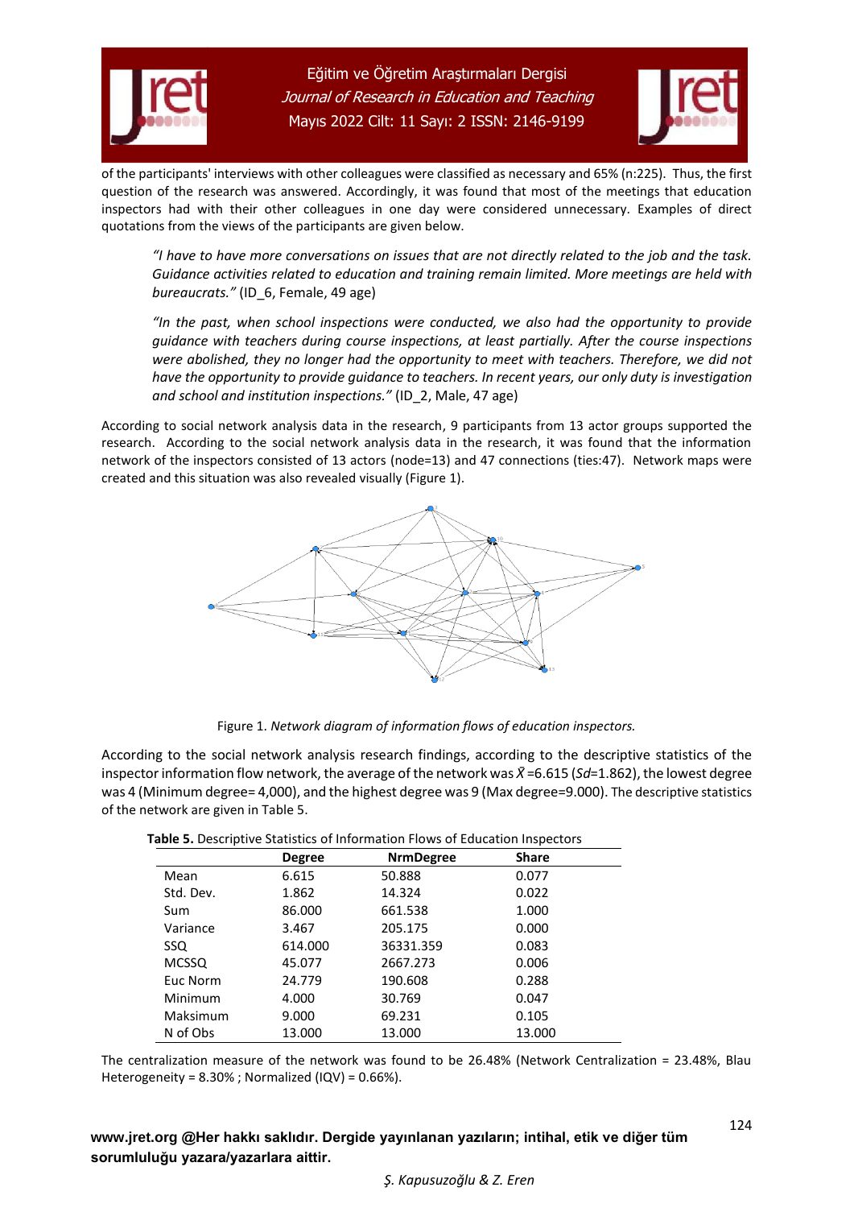of the participants' interviews with other colleagues were classified as necessary and 65% (n:225). Thus, the first question of the research was answered. Accordingly, it was found that most of the meetings that education inspectors had with their other colleagues in one day were considered unnecessary. Examples of direct quotations from the views of the participants are given below.

> *"I have to have more conversations on issues that are not directly related to the job and the task. Guidance activities related to education and training remain limited. More meetings are held with bureaucrats."* (ID_6, Female, 49 age)

> *"In the past, when school inspections were conducted, we also had the opportunity to provide guidance with teachers during course inspections, at least partially. After the course inspections were abolished, they no longer had the opportunity to meet with teachers. Therefore, we did not have the opportunity to provide guidance to teachers. In recent years, our only duty is investigation and school and institution inspections."* (ID_2, Male, 47 age)

According to social network analysis data in the research, 9 participants from 13 actor groups supported the research. According to the social network analysis data in the research, it was found that the information network of the inspectors consisted of 13 actors (node=13) and 47 connections (ties:47). Network maps were created and this situation was also revealed visually (Figure 1).

Figure 1. *Network diagram of information flows of education inspectors.*

According to the social network analysis research findings, according to the descriptive statistics of the inspector information flow network, the average of the network was $\bar{X}$ =6.615 (*Sd*=1.862), the lowest degree was 4 (Minimum degree= 4,000), and the highest degree was 9 (Max degree=9.000). The descriptive statistics of the network are given in Table 5.

**Table 5.** Descriptive Statistics of Information Flows of Education Inspectors

| | Degree | NrmDegree | Share |
|---|---|---|---|
| Mean | 6.615 | 50.888 | 0.077 |
| Std. Dev. | 1.862 | 14.324 | 0.022 |
| Sum | 86.000 | 661.538 | 1.000 |
| Variance | 3.467 | 205.175 | 0.000 |
| SSQ | 614.000 | 36331.359 | 0.083 |
| MCSSQ | 45.077 | 2667.273 | 0.006 |
| Euc Norm | 24.779 | 190.608 | 0.288 |
| Minimum | 4.000 | 30.769 | 0.047 |
| Maksimum | 9.000 | 69.231 | 0.105 |
| N of Obs | 13.000 | 13.000 | 13.000 |

The centralization measure of the network was found to be 26.48% (Network Centralization = 23.48%, Blau Heterogeneity = 8.30% ; Normalized (IQV) = 0.66%).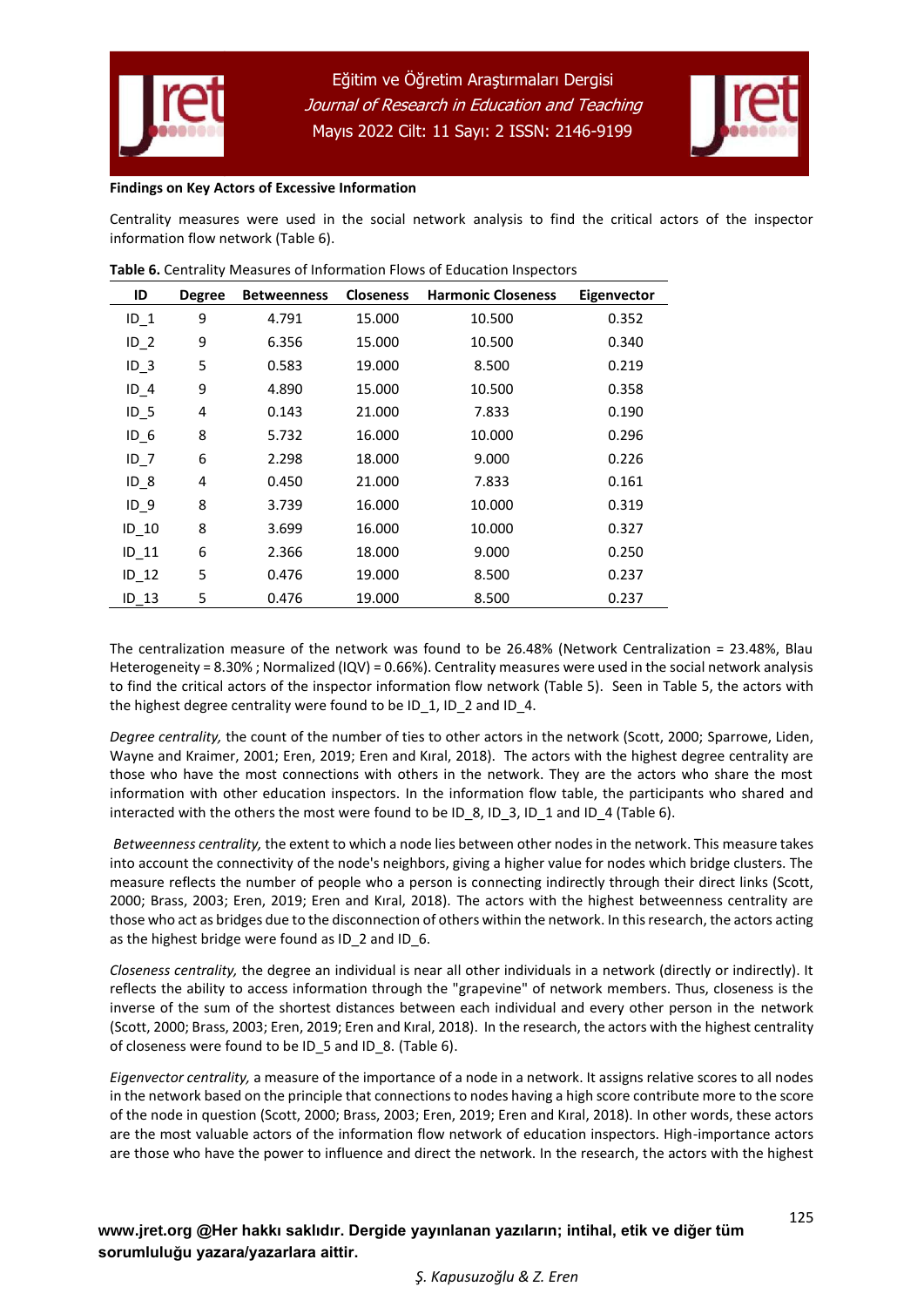**Findings on Key Actors of Excessive Information**

Centrality measures were used in the social network analysis to find the critical actors of the inspector information flow network (Table 6).

**Table 6.** Centrality Measures of Information Flows of Education Inspectors

| ID | Degree | Betweenness | Closeness | Harmonic Closeness | Eigenvector |
|---|---|---|---|---|---|
| ID_1 | 9 | 4.791 | 15.000 | 10.500 | 0.352 |
| ID_2 | 9 | 6.356 | 15.000 | 10.500 | 0.340 |
| ID_3 | 5 | 0.583 | 19.000 | 8.500 | 0.219 |
| ID_4 | 9 | 4.890 | 15.000 | 10.500 | 0.358 |
| ID_5 | 4 | 0.143 | 21.000 | 7.833 | 0.190 |
| ID_6 | 8 | 5.732 | 16.000 | 10.000 | 0.296 |
| ID_7 | 6 | 2.298 | 18.000 | 9.000 | 0.226 |
| ID_8 | 4 | 0.450 | 21.000 | 7.833 | 0.161 |
| ID_9 | 8 | 3.739 | 16.000 | 10.000 | 0.319 |
| ID_10 | 8 | 3.699 | 16.000 | 10.000 | 0.327 |
| ID_11 | 6 | 2.366 | 18.000 | 9.000 | 0.250 |
| ID_12 | 5 | 0.476 | 19.000 | 8.500 | 0.237 |
| ID_13 | 5 | 0.476 | 19.000 | 8.500 | 0.237 |

The centralization measure of the network was found to be 26.48% (Network Centralization = 23.48%, Blau Heterogeneity = 8.30% ; Normalized (IQV) = 0.66%). Centrality measures were used in the social network analysis to find the critical actors of the inspector information flow network (Table 5). Seen in Table 5, the actors with the highest degree centrality were found to be ID_1, ID_2 and ID_4.

*Degree centrality,* the count of the number of ties to other actors in the network (Scott, 2000; Sparrowe, Liden, Wayne and Kraimer, 2001; Eren, 2019; Eren and Kıral, 2018). The actors with the highest degree centrality are those who have the most connections with others in the network. They are the actors who share the most information with other education inspectors. In the information flow table, the participants who shared and interacted with the others the most were found to be ID_8, ID_3, ID_1 and ID_4 (Table 6).

*Betweenness centrality,* the extent to which a node lies between other nodes in the network. This measure takes into account the connectivity of the node's neighbors, giving a higher value for nodes which bridge clusters. The measure reflects the number of people who a person is connecting indirectly through their direct links (Scott, 2000; Brass, 2003; Eren, 2019; Eren and Kıral, 2018). The actors with the highest betweenness centrality are those who act as bridges due to the disconnection of others within the network. In this research, the actors acting as the highest bridge were found as ID_2 and ID_6.

*Closeness centrality,* the degree an individual is near all other individuals in a network (directly or indirectly). It reflects the ability to access information through the "grapevine" of network members. Thus, closeness is the inverse of the sum of the shortest distances between each individual and every other person in the network (Scott, 2000; Brass, 2003; Eren, 2019; Eren and Kıral, 2018). In the research, the actors with the highest centrality of closeness were found to be ID_5 and ID_8. (Table 6).

*Eigenvector centrality,* a measure of the importance of a node in a network. It assigns relative scores to all nodes in the network based on the principle that connections to nodes having a high score contribute more to the score of the node in question (Scott, 2000; Brass, 2003; Eren, 2019; Eren and Kıral, 2018). In other words, these actors are the most valuable actors of the information flow network of education inspectors. High-importance actors are those who have the power to influence and direct the network. In the research, the actors with the highest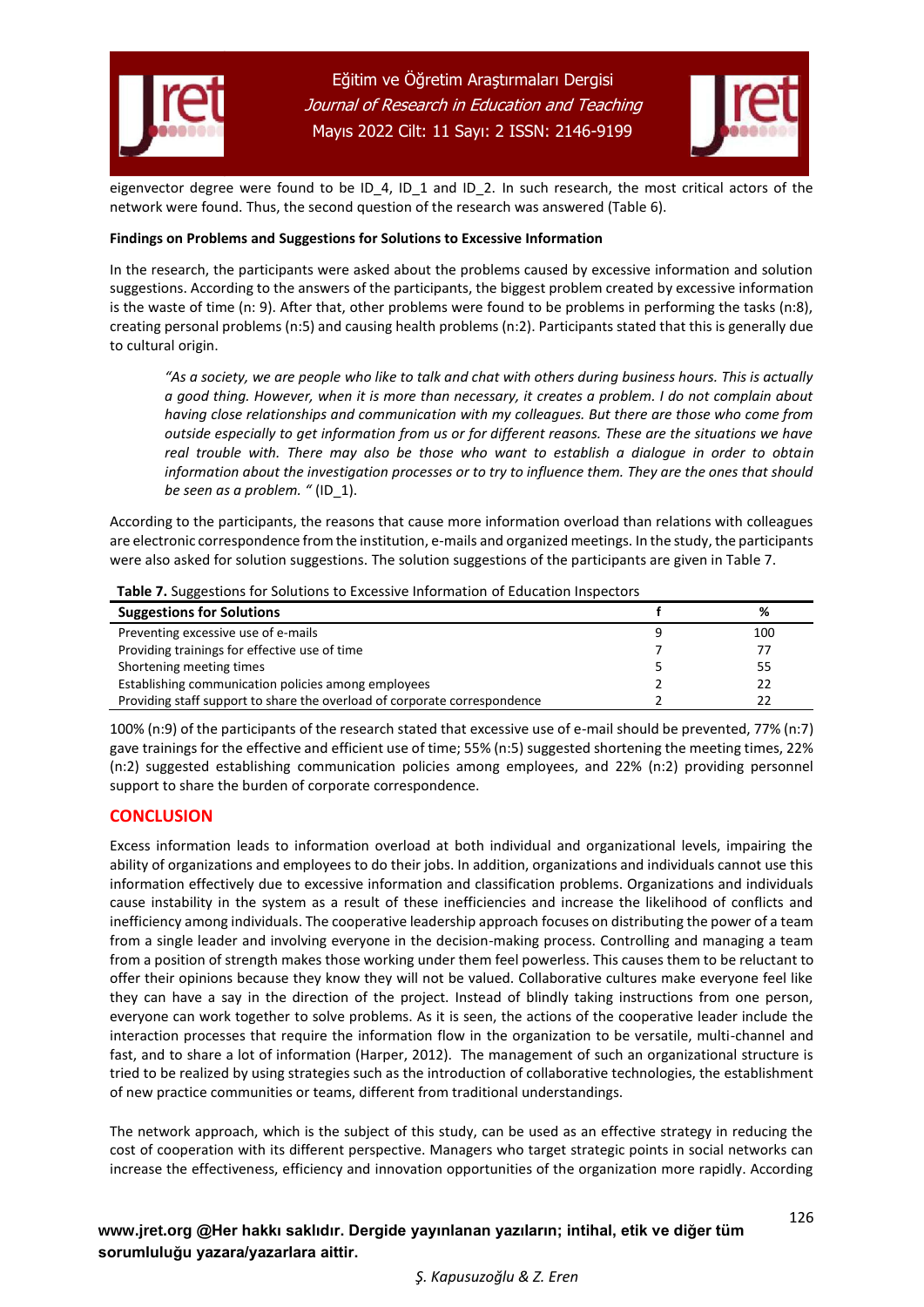eigenvector degree were found to be ID_4, ID_1 and ID_2. In such research, the most critical actors of the network were found. Thus, the second question of the research was answered (Table 6).

**Findings on Problems and Suggestions for Solutions to Excessive Information**

In the research, the participants were asked about the problems caused by excessive information and solution suggestions. According to the answers of the participants, the biggest problem created by excessive information is the waste of time (n: 9). After that, other problems were found to be problems in performing the tasks (n:8), creating personal problems (n:5) and causing health problems (n:2). Participants stated that this is generally due to cultural origin.

> *"As a society, we are people who like to talk and chat with others during business hours. This is actually a good thing. However, when it is more than necessary, it creates a problem. I do not complain about having close relationships and communication with my colleagues. But there are those who come from outside especially to get information from us or for different reasons. These are the situations we have real trouble with. There may also be those who want to establish a dialogue in order to obtain information about the investigation processes or to try to influence them. They are the ones that should be seen as a problem. "* (ID_1).

According to the participants, the reasons that cause more information overload than relations with colleagues are electronic correspondence from the institution, e-mails and organized meetings. In the study, the participants were also asked for solution suggestions. The solution suggestions of the participants are given in Table 7.

**Table 7.** Suggestions for Solutions to Excessive Information of Education Inspectors

| Suggestions for Solutions | f | % |
|---|---|---|
| Preventing excessive use of e-mails | 9 | 100 |
| Providing trainings for effective use of time | 7 | 77 |
| Shortening meeting times | 5 | 55 |
| Establishing communication policies among employees | 2 | 22 |
| Providing staff support to share the overload of corporate correspondence | 2 | 22 |

100% (n:9) of the participants of the research stated that excessive use of e-mail should be prevented, 77% (n:7) gave trainings for the effective and efficient use of time; 55% (n:5) suggested shortening the meeting times, 22% (n:2) suggested establishing communication policies among employees, and 22% (n:2) providing personnel support to share the burden of corporate correspondence.

## CONCLUSION

Excess information leads to information overload at both individual and organizational levels, impairing the ability of organizations and employees to do their jobs. In addition, organizations and individuals cannot use this information effectively due to excessive information and classification problems. Organizations and individuals cause instability in the system as a result of these inefficiencies and increase the likelihood of conflicts and inefficiency among individuals. The cooperative leadership approach focuses on distributing the power of a team from a single leader and involving everyone in the decision-making process. Controlling and managing a team from a position of strength makes those working under them feel powerless. This causes them to be reluctant to offer their opinions because they know they will not be valued. Collaborative cultures make everyone feel like they can have a say in the direction of the project. Instead of blindly taking instructions from one person, everyone can work together to solve problems. As it is seen, the actions of the cooperative leader include the interaction processes that require the information flow in the organization to be versatile, multi-channel and fast, and to share a lot of information (Harper, 2012). The management of such an organizational structure is tried to be realized by using strategies such as the introduction of collaborative technologies, the establishment of new practice communities or teams, different from traditional understandings.

The network approach, which is the subject of this study, can be used as an effective strategy in reducing the cost of cooperation with its different perspective. Managers who target strategic points in social networks can increase the effectiveness, efficiency and innovation opportunities of the organization more rapidly. According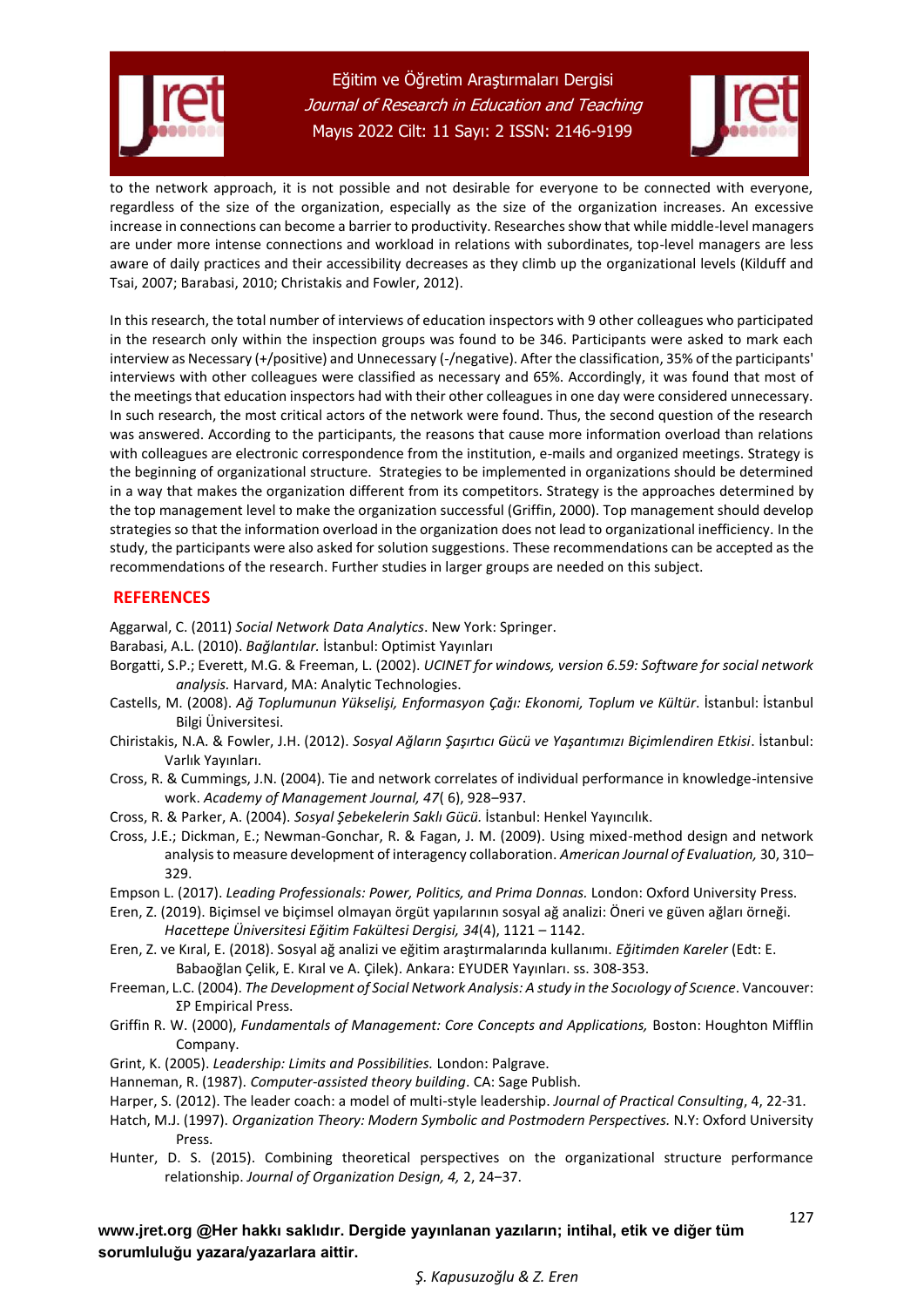to the network approach, it is not possible and not desirable for everyone to be connected with everyone, regardless of the size of the organization, especially as the size of the organization increases. An excessive increase in connections can become a barrier to productivity. Researches show that while middle-level managers are under more intense connections and workload in relations with subordinates, top-level managers are less aware of daily practices and their accessibility decreases as they climb up the organizational levels (Kilduff and Tsai, 2007; Barabasi, 2010; Christakis and Fowler, 2012).

In this research, the total number of interviews of education inspectors with 9 other colleagues who participated in the research only within the inspection groups was found to be 346. Participants were asked to mark each interview as Necessary (+/positive) and Unnecessary (-/negative). After the classification, 35% of the participants' interviews with other colleagues were classified as necessary and 65%. Accordingly, it was found that most of the meetings that education inspectors had with their other colleagues in one day were considered unnecessary. In such research, the most critical actors of the network were found. Thus, the second question of the research was answered. According to the participants, the reasons that cause more information overload than relations with colleagues are electronic correspondence from the institution, e-mails and organized meetings. Strategy is the beginning of organizational structure. Strategies to be implemented in organizations should be determined in a way that makes the organization different from its competitors. Strategy is the approaches determined by the top management level to make the organization successful (Griffin, 2000). Top management should develop strategies so that the information overload in the organization does not lead to organizational inefficiency. In the study, the participants were also asked for solution suggestions. These recommendations can be accepted as the recommendations of the research. Further studies in larger groups are needed on this subject.

## REFERENCES

Aggarwal, C. (2011) *Social Network Data Analytics*. New York: Springer.

Barabasi, A.L. (2010). *Bağlantılar.* İstanbul: Optimist Yayınları

Borgatti, S.P.; Everett, M.G. & Freeman, L. (2002). *UCINET for windows, version 6.59: Software for social network analysis.* Harvard, MA: Analytic Technologies.

Castells, M. (2008). *Ağ Toplumunun Yükselişi, Enformasyon Çağı: Ekonomi, Toplum ve Kültür*. İstanbul: İstanbul Bilgi Üniversitesi.

Chiristakis, N.A. & Fowler, J.H. (2012). *Sosyal Ağların Şaşırtıcı Gücü ve Yaşantımızı Biçimlendiren Etkisi*. İstanbul: Varlık Yayınları.

Cross, R. & Cummings, J.N. (2004). Tie and network correlates of individual performance in knowledge-intensive work. *Academy of Management Journal, 47*( 6), 928–937.

Cross, R. & Parker, A. (2004). *Sosyal Şebekelerin Saklı Gücü.* İstanbul: Henkel Yayıncılık.

Cross, J.E.; Dickman, E.; Newman-Gonchar, R. & Fagan, J. M. (2009). Using mixed-method design and network analysis to measure development of interagency collaboration. *American Journal of Evaluation,* 30, 310–329.

Empson L. (2017). *Leading Professionals: Power, Politics, and Prima Donnas.* London: Oxford University Press.

Eren, Z. (2019). Biçimsel ve biçimsel olmayan örgüt yapılarının sosyal ağ analizi: Öneri ve güven ağları örneği. *Hacettepe Üniversitesi Eğitim Fakültesi Dergisi, 34*(4), 1121 – 1142.

Eren, Z. ve Kıral, E. (2018). Sosyal ağ analizi ve eğitim araştırmalarında kullanımı. *Eğitimden Kareler* (Edt: E. Babaoğlan Çelik, E. Kıral ve A. Çilek). Ankara: EYUDER Yayınları. ss. 308-353.

Freeman, L.C. (2004). *The Development of Social Network Analysis: A study in the Socıology of Scıence*. Vancouver: ΣP Empirical Press.

Griffin R. W. (2000), *Fundamentals of Management: Core Concepts and Applications,* Boston: Houghton Mifflin Company.

Grint, K. (2005). *Leadership: Limits and Possibilities.* London: Palgrave.

Hanneman, R. (1987). *Computer-assisted theory building*. CA: Sage Publish.

Harper, S. (2012). The leader coach: a model of multi-style leadership. *Journal of Practical Consulting*, 4, 22-31.

Hatch, M.J. (1997). *Organization Theory: Modern Symbolic and Postmodern Perspectives.* N.Y: Oxford University Press.

Hunter, D. S. (2015). Combining theoretical perspectives on the organizational structure performance relationship. *Journal of Organization Design, 4,* 2, 24–37.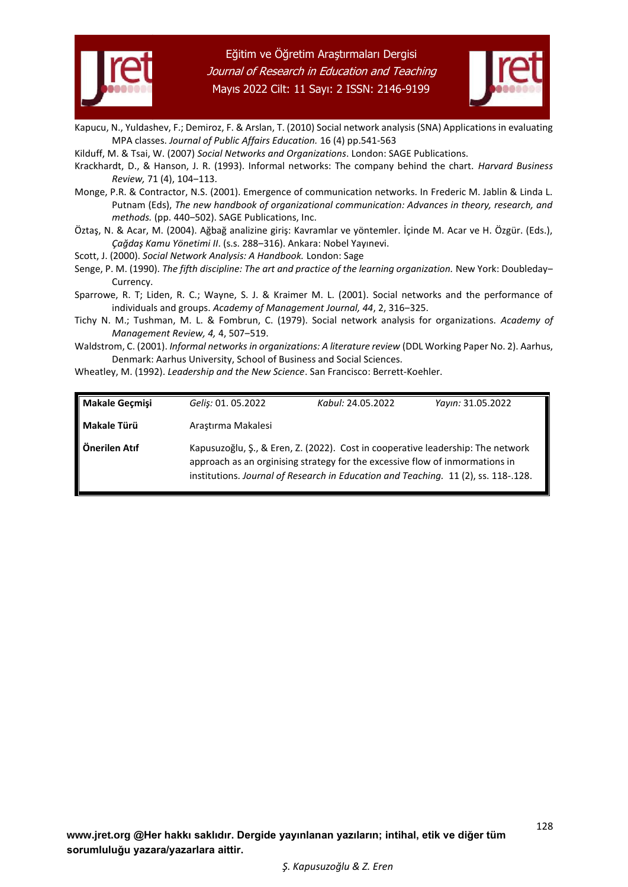Kapucu, N., Yuldashev, F.; Demiroz, F. & Arslan, T. (2010) Social network analysis (SNA) Applications in evaluating MPA classes. *Journal of Public Affairs Education.* 16 (4) pp.541-563

Kilduff, M. & Tsai, W. (2007) *Social Networks and Organizations*. London: SAGE Publications.

Krackhardt, D., & Hanson, J. R. (1993). Informal networks: The company behind the chart. *Harvard Business Review,* 71 (4), 104–113.

Monge, P.R. & Contractor, N.S. (2001). Emergence of communication networks. In Frederic M. Jablin & Linda L. Putnam (Eds), *The new handbook of organizational communication: Advances in theory, research, and methods.* (pp. 440–502). SAGE Publications, Inc.

Öztaş, N. & Acar, M. (2004). Ağbağ analizine giriş: Kavramlar ve yöntemler. İçinde M. Acar ve H. Özgür. (Eds.), *Çağdaş Kamu Yönetimi II*. (s.s. 288–316). Ankara: Nobel Yayınevi.

Scott, J. (2000). *Social Network Analysis: A Handbook.* London: Sage

Senge, P. M. (1990). *The fifth discipline: The art and practice of the learning organization.* New York: Doubleday–Currency.

Sparrowe, R. T; Liden, R. C.; Wayne, S. J. & Kraimer M. L. (2001). Social networks and the performance of individuals and groups. *Academy of Management Journal, 44*, 2, 316–325.

Tichy N. M.; Tushman, M. L. & Fombrun, C. (1979). Social network analysis for organizations. *Academy of Management Review, 4,* 4, 507–519.

Waldstrom, C. (2001). *Informal networks in organizations: A literature review* (DDL Working Paper No. 2). Aarhus, Denmark: Aarhus University, School of Business and Social Sciences.

Wheatley, M. (1992). *Leadership and the New Science*. San Francisco: Berrett-Koehler.

| | | | |
|---|---|---|---|
| **Makale Geçmişi** | *Geliş:* 01. 05.2022 | *Kabul:* 24.05.2022 | *Yayın:* 31.05.2022 |
| **Makale Türü** | Araştırma Makalesi | | |
| **Önerilen Atıf** | Kapusuzoğlu, Ş., & Eren, Z. (2022). Cost in cooperative leadership: The network approach as an orginising strategy for the excessive flow of inmormations in institutions. *Journal of Research in Education and Teaching.* 11 (2), ss. 118-.128. | | |

**www.jret.org @Her hakkı saklıdır. Dergide yayınlanan yazıların; intihal, etik ve diğer tüm sorumluluğu yazara/yazarlara aittir.**